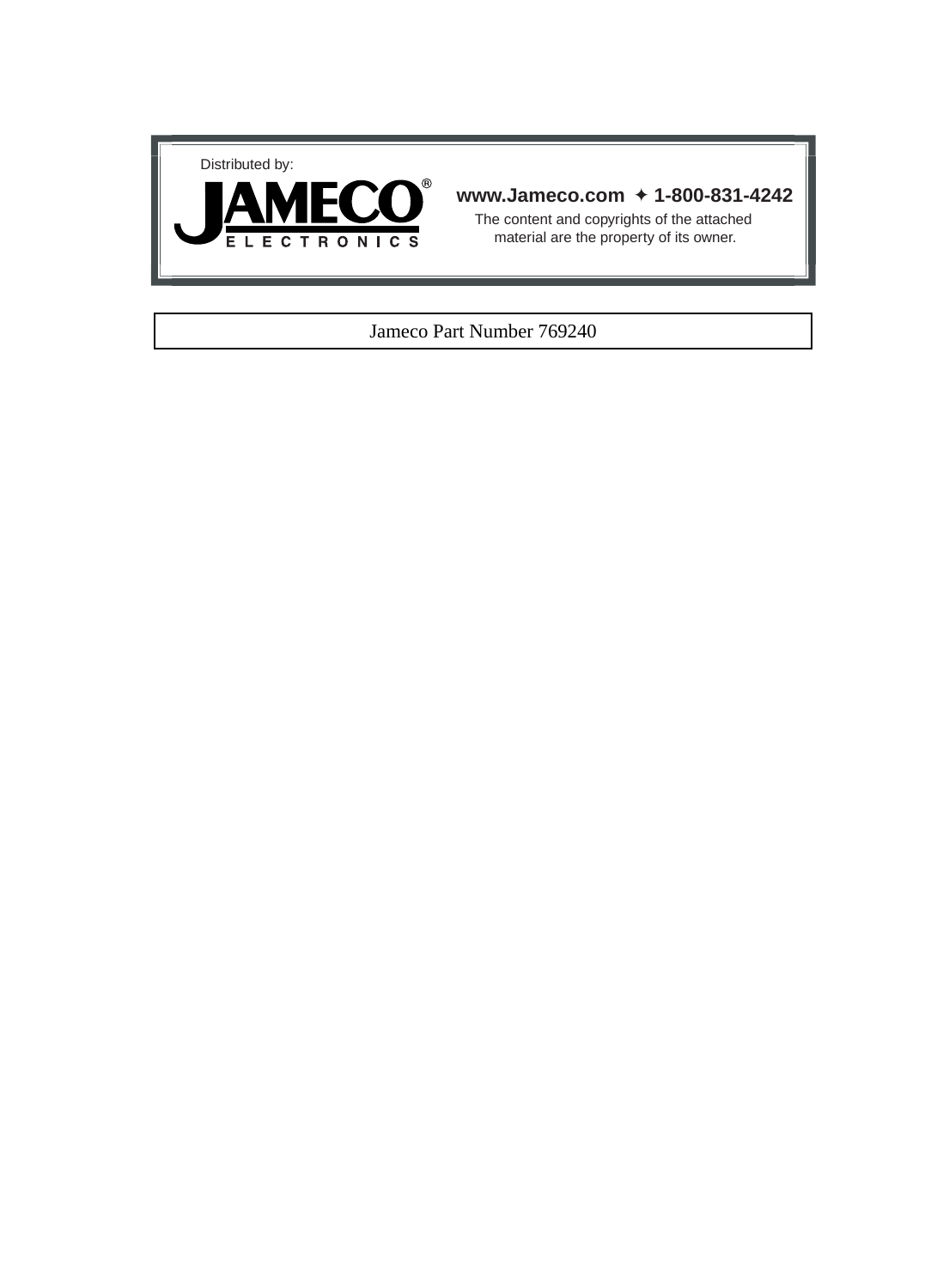Distributed by:

**JAMECO®**
ELECTRONICS

**www.Jameco.com ✦ 1-800-831-4242**

The content and copyrights of the attached material are the property of its owner.

Jameco Part Number 769240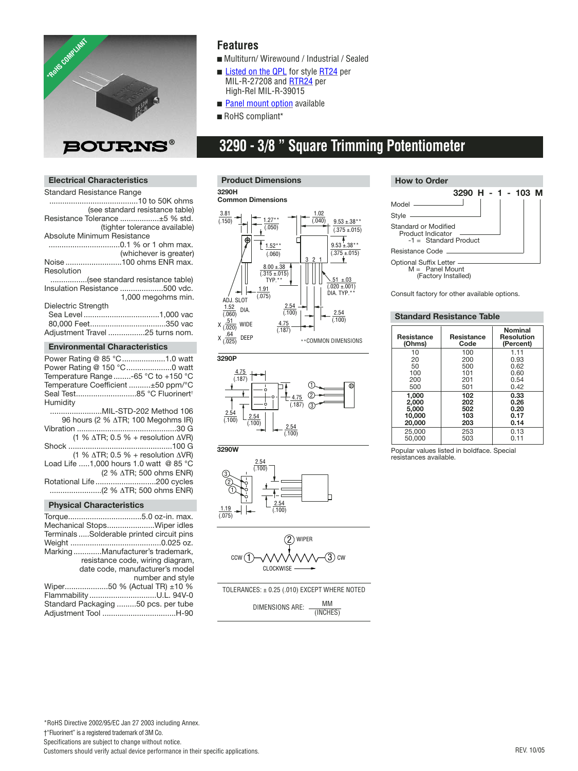# 3290 - 3/8 " Square Trimming Potentiometer

## Features

- Multiturn/ Wirewound / Industrial / Sealed
- Listed on the QPL for style RT24 per MIL-R-27208 and RTR24 per High-Rel MIL-R-39015
- Panel mount option available
- RoHS compliant*

## Electrical Characteristics

Standard Resistance Range ..........................................10 to 50K ohms
(see standard resistance table)
Resistance Tolerance ..................±5 % std.
(tighter tolerance available)
Absolute Minimum Resistance ..................................0.1 % or 1 ohm max.
(whichever is greater)
Noise ..........................100 ohms ENR max.
Resolution .................(see standard resistance table)
Insulation Resistance ....................500 vdc.
1,000 megohms min.
Dielectric Strength
Sea Level ...................................1,000 vac
80,000 Feet...................................350 vac
Adjustment Travel .................25 turns nom.

## Environmental Characteristics

Power Rating @ 85 °C....................1.0 watt
Power Rating @ 150 °C.....................0 watt
Temperature Range........-65 °C to +150 °C
Temperature Coefficient ..........±50 ppm/°C
Seal Test............................85 °C Fluorinert†
Humidity ........................MIL-STD-202 Method 106
96 hours (2 % ΔTR; 100 Megohms IR)
Vibration ..............................................30 G
(1 % ΔTR; 0.5 % + resolution ΔVR)
Shock ................................................100 G
(1 % ΔTR; 0.5 % + resolution ΔVR)
Load Life .....1,000 hours 1.0 watt @ 85 °C
(2 % ΔTR; 500 ohms ENR)
Rotational Life............................200 cycles
........................(2 % ΔTR; 500 ohms ENR)

## Physical Characteristics

Torque..................................5.0 oz-in. max.
Mechanical Stops......................Wiper idles
Terminals .....Solderable printed circuit pins
Weight ..........................................0.025 oz.
Marking .............Manufacturer's trademark, resistance code, wiring diagram, date code, manufacturer's model number and style
Wiper....................50 % (Actual TR) ±10 %
Flammability...............................U.L. 94V-0
Standard Packaging .........50 pcs. per tube
Adjustment Tool ..................................H-90

## Product Dimensions

**3290H**
**Common Dimensions**

3.81 (.150)
1.27** (.050)
1.02 (.040)
9.53 ±.38** (.375 ±.015)
1.52** (.060)
9.53 ±.38** (.375 ±.015)
3 2 1
8.00 ±.38 (.315 ±.015) TYP.**
.51 ±.03 (.020 ±.001) DIA. TYP.**
1.91 (.075)
ADJ. SLOT
1.52 (.060) DIA.
2.54 (.100)
2.54 (.100)
X .51 (.020) WIDE
4.75 (.187)
X .64 (.025) DEEP
**COMMON DIMENSIONS

**3290P**

4.75 (.187)
4.75 (.187)
2.54 (.100)
2.54 (.100)
2.54 (.100)
1 2 3

**3290W**

2.54 (.100)
3 2 1
1.19 (.075)
2.54 (.100)

2 WIPER
CCW 1 3 CW
CLOCKWISE

TOLERANCES: ± 0.25 (.010) EXCEPT WHERE NOTED

DIMENSIONS ARE: MM (INCHES)

## How to Order

**3290 H - 1 - 103 M**

Model
Style
Standard or Modified Product Indicator
-1 = Standard Product
Resistance Code
Optional Suffix Letter
M = Panel Mount (Factory Installed)

Consult factory for other available options.

## Standard Resistance Table

| Resistance (Ohms) | Resistance Code | Nominal Resolution (Percent) |
|---|---|---|
| 10 | 100 | 1.11 |
| 20 | 200 | 0.93 |
| 50 | 500 | 0.62 |
| 100 | 101 | 0.60 |
| 200 | 201 | 0.54 |
| 500 | 501 | 0.42 |
| **1,000** | **102** | **0.33** |
| **2,000** | **202** | **0.26** |
| **5,000** | **502** | **0.20** |
| **10,000** | **103** | **0.17** |
| **20,000** | **203** | **0.14** |
| 25,000 | 253 | 0.13 |
| 50,000 | 503 | 0.11 |

Popular values listed in boldface. Special resistances available.

*RoHS Directive 2002/95/EC Jan 27 2003 including Annex.
†"Fluorinert" is a registered trademark of 3M Co.
Specifications are subject to change without notice.
Customers should verify actual device performance in their specific applications.